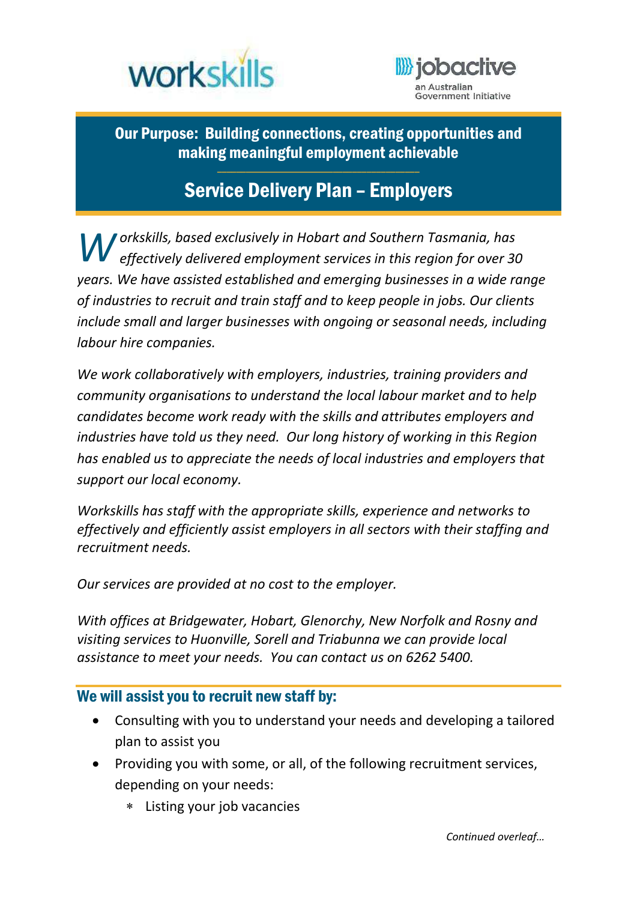workskills

jobactive
an Australian Government Initiative

**Our Purpose: Building connections, creating opportunities and making meaningful employment achievable**

# Service Delivery Plan – Employers

*Workskills, based exclusively in Hobart and Southern Tasmania, has effectively delivered employment services in this region for over 30 years. We have assisted established and emerging businesses in a wide range of industries to recruit and train staff and to keep people in jobs. Our clients include small and larger businesses with ongoing or seasonal needs, including labour hire companies.*

*We work collaboratively with employers, industries, training providers and community organisations to understand the local labour market and to help candidates become work ready with the skills and attributes employers and industries have told us they need. Our long history of working in this Region has enabled us to appreciate the needs of local industries and employers that support our local economy.*

*Workskills has staff with the appropriate skills, experience and networks to effectively and efficiently assist employers in all sectors with their staffing and recruitment needs.*

*Our services are provided at no cost to the employer.*

*With offices at Bridgewater, Hobart, Glenorchy, New Norfolk and Rosny and visiting services to Huonville, Sorell and Triabunna we can provide local assistance to meet your needs. You can contact us on 6262 5400.*

## We will assist you to recruit new staff by:

- Consulting with you to understand your needs and developing a tailored plan to assist you
- Providing you with some, or all, of the following recruitment services, depending on your needs:
  - Listing your job vacancies

*Continued overleaf…*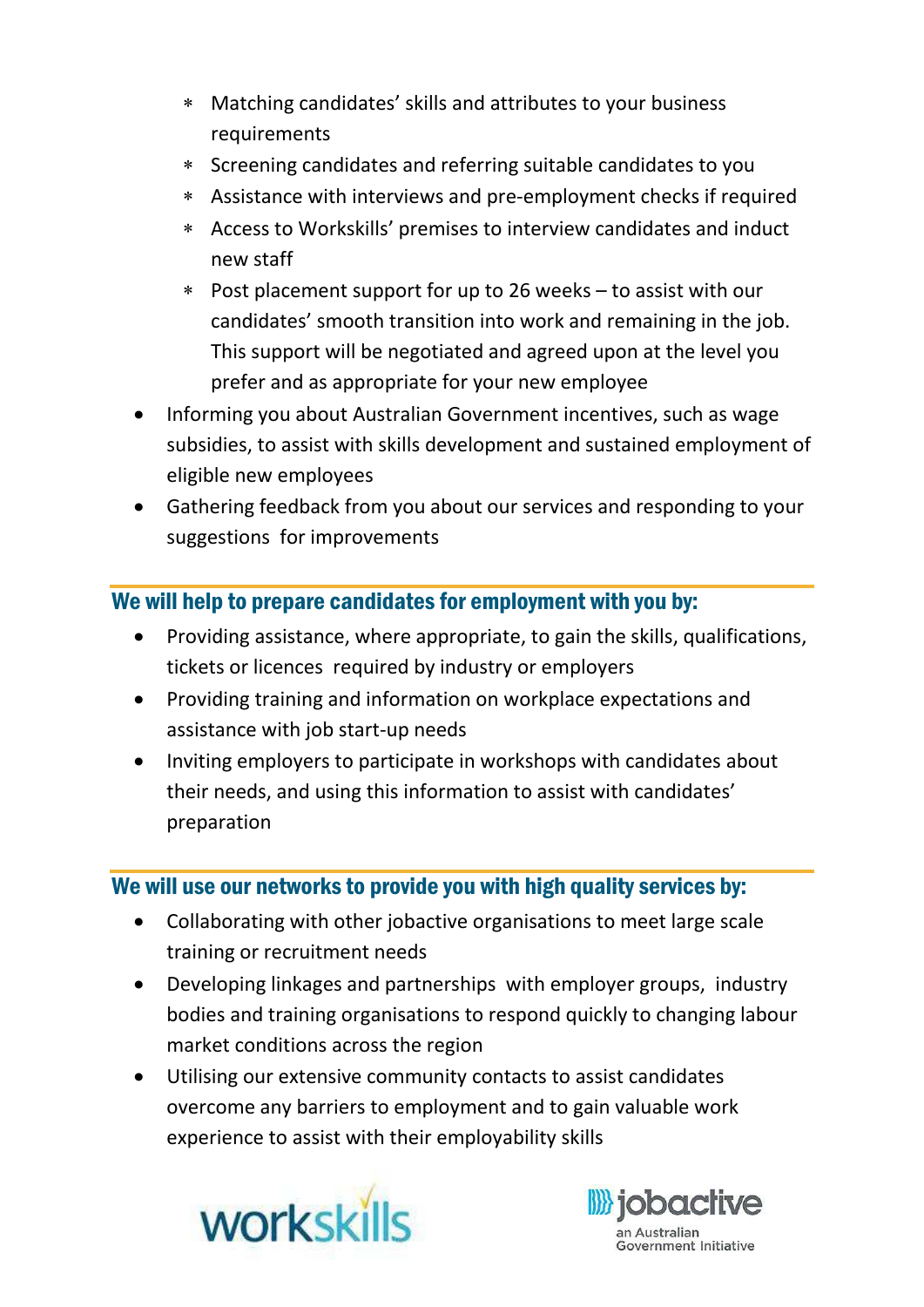- Matching candidates' skills and attributes to your business requirements
  - Screening candidates and referring suitable candidates to you
  - Assistance with interviews and pre-employment checks if required
  - Access to Workskills' premises to interview candidates and induct new staff
  - Post placement support for up to 26 weeks – to assist with our candidates' smooth transition into work and remaining in the job. This support will be negotiated and agreed upon at the level you prefer and as appropriate for your new employee
- Informing you about Australian Government incentives, such as wage subsidies, to assist with skills development and sustained employment of eligible new employees
- Gathering feedback from you about our services and responding to your suggestions for improvements

## We will help to prepare candidates for employment with you by:

- Providing assistance, where appropriate, to gain the skills, qualifications, tickets or licences required by industry or employers
- Providing training and information on workplace expectations and assistance with job start-up needs
- Inviting employers to participate in workshops with candidates about their needs, and using this information to assist with candidates' preparation

## We will use our networks to provide you with high quality services by:

- Collaborating with other jobactive organisations to meet large scale training or recruitment needs
- Developing linkages and partnerships with employer groups, industry bodies and training organisations to respond quickly to changing labour market conditions across the region
- Utilising our extensive community contacts to assist candidates overcome any barriers to employment and to gain valuable work experience to assist with their employability skills

workskills

jobactive
an Australian Government Initiative